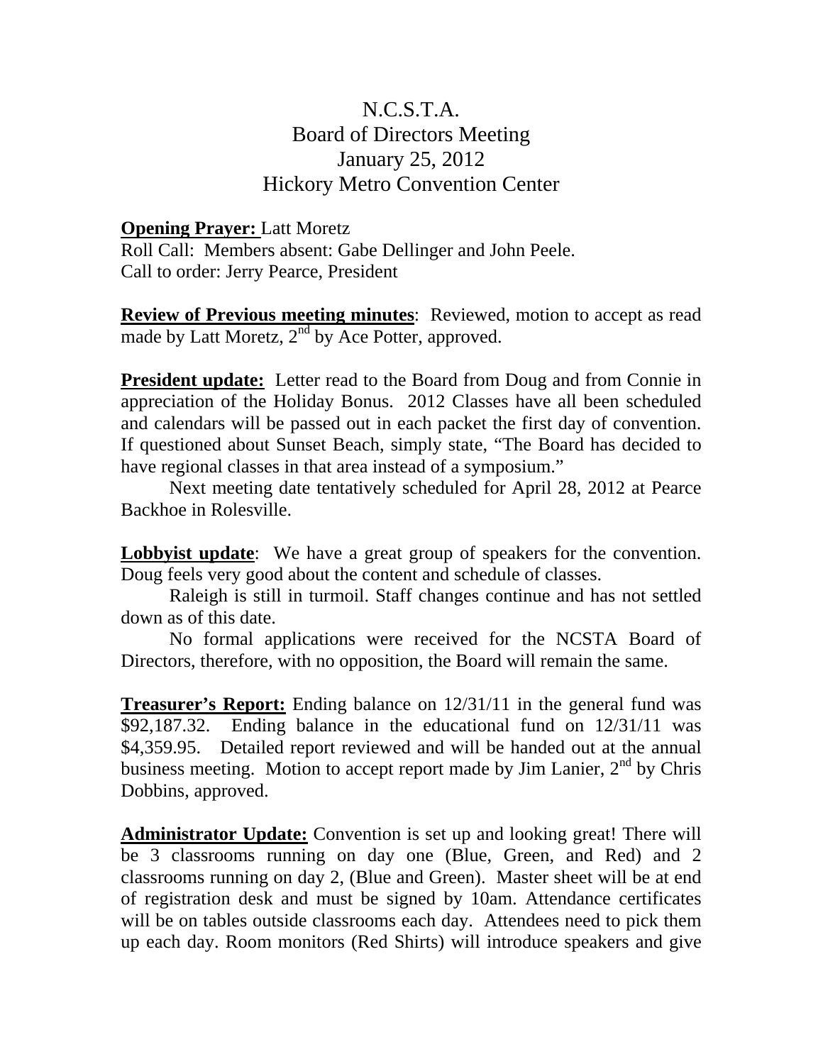# N.C.S.T.A.
## Board of Directors Meeting
## January 25, 2012
## Hickory Metro Convention Center

**Opening Prayer:** Latt Moretz
Roll Call: Members absent: Gabe Dellinger and John Peele.
Call to order: Jerry Pearce, President

**Review of Previous meeting minutes**: Reviewed, motion to accept as read made by Latt Moretz, 2nd by Ace Potter, approved.

**President update:** Letter read to the Board from Doug and from Connie in appreciation of the Holiday Bonus. 2012 Classes have all been scheduled and calendars will be passed out in each packet the first day of convention. If questioned about Sunset Beach, simply state, "The Board has decided to have regional classes in that area instead of a symposium."

Next meeting date tentatively scheduled for April 28, 2012 at Pearce Backhoe in Rolesville.

**Lobbyist update**: We have a great group of speakers for the convention. Doug feels very good about the content and schedule of classes.

Raleigh is still in turmoil. Staff changes continue and has not settled down as of this date.

No formal applications were received for the NCSTA Board of Directors, therefore, with no opposition, the Board will remain the same.

**Treasurer's Report:** Ending balance on 12/31/11 in the general fund was $92,187.32. Ending balance in the educational fund on 12/31/11 was $4,359.95. Detailed report reviewed and will be handed out at the annual business meeting. Motion to accept report made by Jim Lanier, 2nd by Chris Dobbins, approved.

**Administrator Update:** Convention is set up and looking great! There will be 3 classrooms running on day one (Blue, Green, and Red) and 2 classrooms running on day 2, (Blue and Green). Master sheet will be at end of registration desk and must be signed by 10am. Attendance certificates will be on tables outside classrooms each day. Attendees need to pick them up each day. Room monitors (Red Shirts) will introduce speakers and give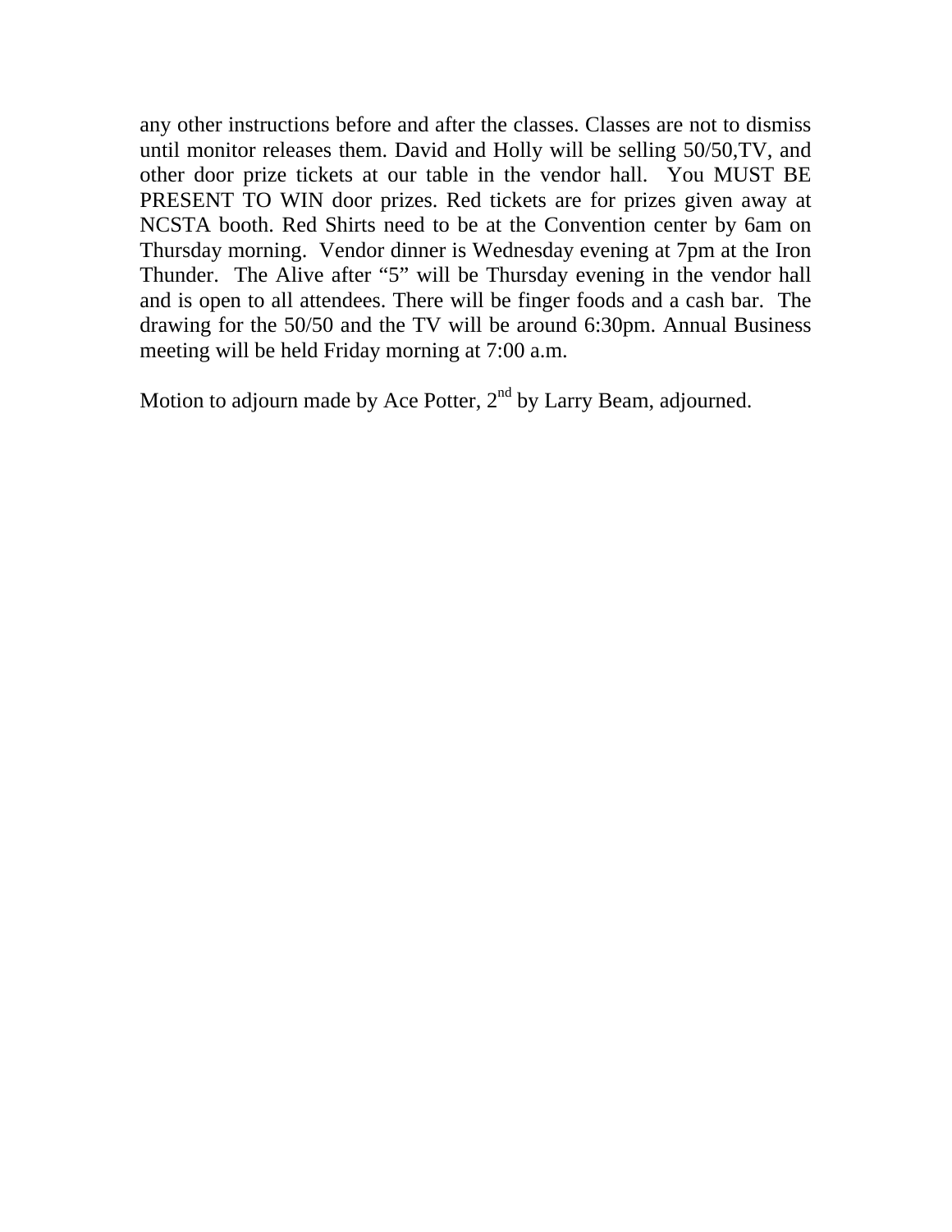any other instructions before and after the classes. Classes are not to dismiss until monitor releases them. David and Holly will be selling 50/50,TV, and other door prize tickets at our table in the vendor hall. You MUST BE PRESENT TO WIN door prizes. Red tickets are for prizes given away at NCSTA booth. Red Shirts need to be at the Convention center by 6am on Thursday morning. Vendor dinner is Wednesday evening at 7pm at the Iron Thunder. The Alive after "5" will be Thursday evening in the vendor hall and is open to all attendees. There will be finger foods and a cash bar. The drawing for the 50/50 and the TV will be around 6:30pm. Annual Business meeting will be held Friday morning at 7:00 a.m.

Motion to adjourn made by Ace Potter, 2nd by Larry Beam, adjourned.